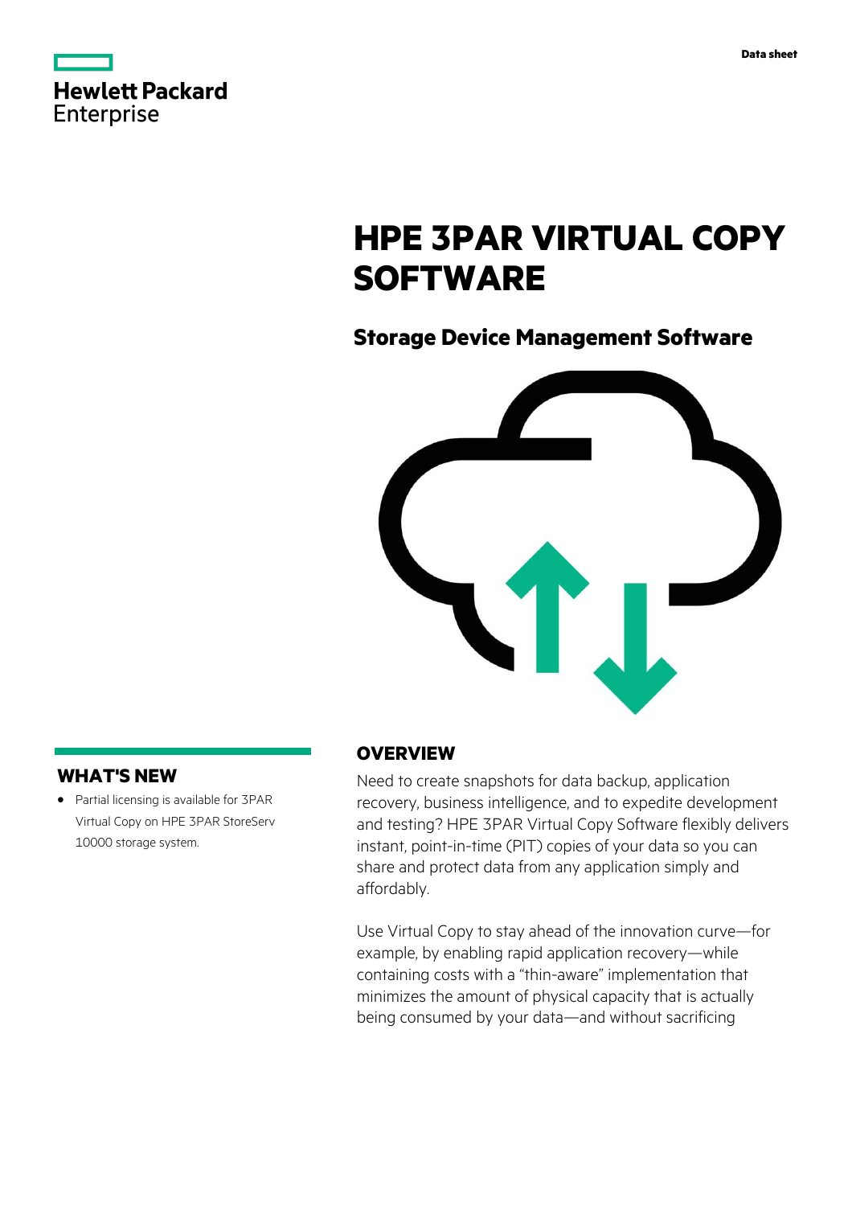Data sheet

# HPE 3PAR VIRTUAL COPY SOFTWARE

## Storage Device Management Software

## OVERVIEW

Need to create snapshots for data backup, application recovery, business intelligence, and to expedite development and testing? HPE 3PAR Virtual Copy Software flexibly delivers instant, point-in-time (PIT) copies of your data so you can share and protect data from any application simply and affordably.

Use Virtual Copy to stay ahead of the innovation curve—for example, by enabling rapid application recovery—while containing costs with a "thin-aware" implementation that minimizes the amount of physical capacity that is actually being consumed by your data—and without sacrificing

## WHAT'S NEW

- Partial licensing is available for 3PAR Virtual Copy on HPE 3PAR StoreServ 10000 storage system.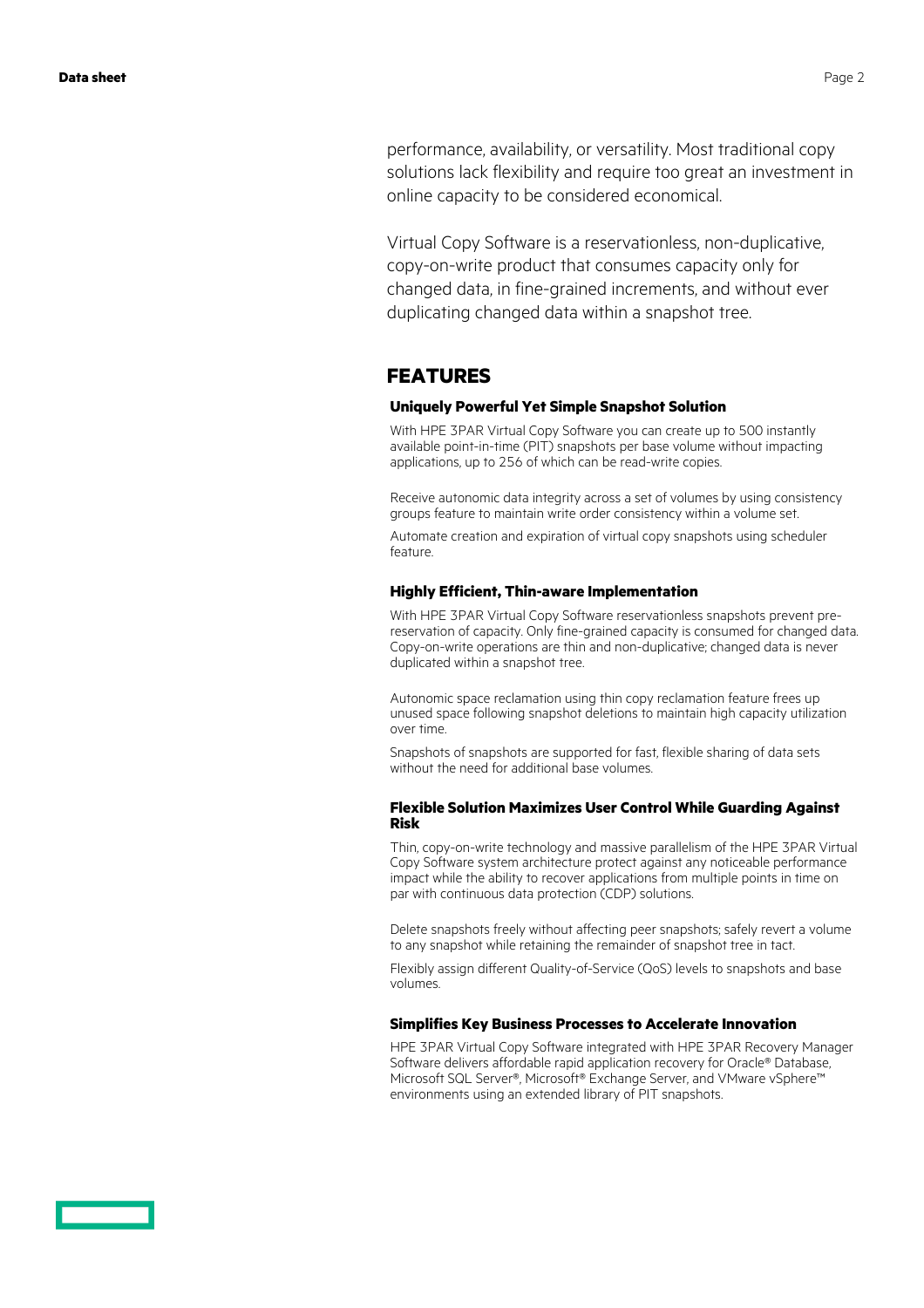performance, availability, or versatility. Most traditional copy solutions lack flexibility and require too great an investment in online capacity to be considered economical.

Virtual Copy Software is a reservationless, non-duplicative, copy-on-write product that consumes capacity only for changed data, in fine-grained increments, and without ever duplicating changed data within a snapshot tree.

## FEATURES

### Uniquely Powerful Yet Simple Snapshot Solution

With HPE 3PAR Virtual Copy Software you can create up to 500 instantly available point-in-time (PIT) snapshots per base volume without impacting applications, up to 256 of which can be read-write copies.

Receive autonomic data integrity across a set of volumes by using consistency groups feature to maintain write order consistency within a volume set.

Automate creation and expiration of virtual copy snapshots using scheduler feature.

### Highly Efficient, Thin-aware Implementation

With HPE 3PAR Virtual Copy Software reservationless snapshots prevent pre-reservation of capacity. Only fine-grained capacity is consumed for changed data. Copy-on-write operations are thin and non-duplicative; changed data is never duplicated within a snapshot tree.

Autonomic space reclamation using thin copy reclamation feature frees up unused space following snapshot deletions to maintain high capacity utilization over time.

Snapshots of snapshots are supported for fast, flexible sharing of data sets without the need for additional base volumes.

### Flexible Solution Maximizes User Control While Guarding Against Risk

Thin, copy-on-write technology and massive parallelism of the HPE 3PAR Virtual Copy Software system architecture protect against any noticeable performance impact while the ability to recover applications from multiple points in time on par with continuous data protection (CDP) solutions.

Delete snapshots freely without affecting peer snapshots; safely revert a volume to any snapshot while retaining the remainder of snapshot tree in tact.

Flexibly assign different Quality-of-Service (QoS) levels to snapshots and base volumes.

### Simplifies Key Business Processes to Accelerate Innovation

HPE 3PAR Virtual Copy Software integrated with HPE 3PAR Recovery Manager Software delivers affordable rapid application recovery for Oracle® Database, Microsoft SQL Server®, Microsoft® Exchange Server, and VMware vSphere™ environments using an extended library of PIT snapshots.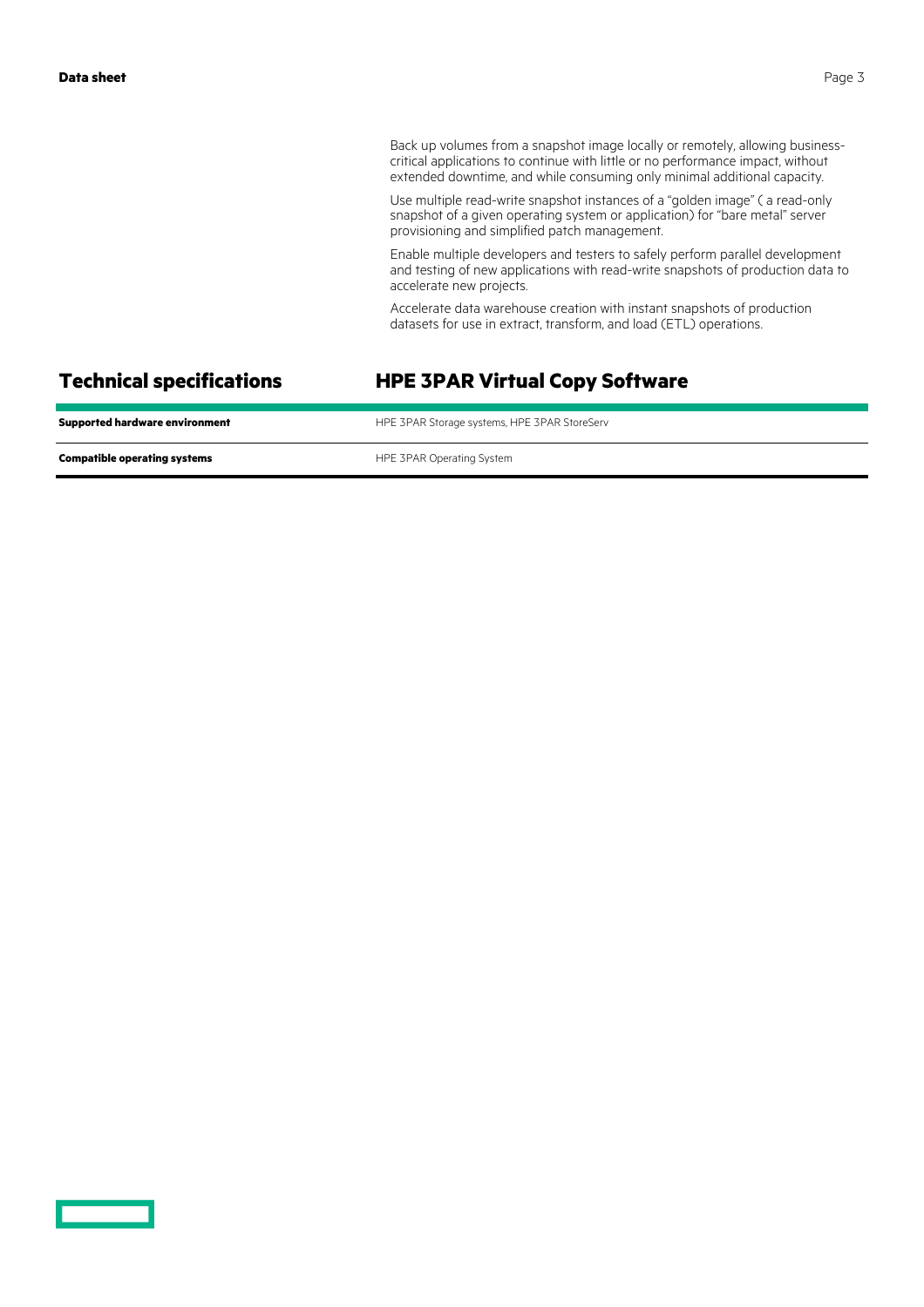Back up volumes from a snapshot image locally or remotely, allowing business-critical applications to continue with little or no performance impact, without extended downtime, and while consuming only minimal additional capacity.

Use multiple read-write snapshot instances of a "golden image" ( a read-only snapshot of a given operating system or application) for "bare metal" server provisioning and simplified patch management.

Enable multiple developers and testers to safely perform parallel development and testing of new applications with read-write snapshots of production data to accelerate new projects.

Accelerate data warehouse creation with instant snapshots of production datasets for use in extract, transform, and load (ETL) operations.

## Technical specifications

## HPE 3PAR Virtual Copy Software

| | |
|---|---|
| **Supported hardware environment** | HPE 3PAR Storage systems, HPE 3PAR StoreServ |
| **Compatible operating systems** | HPE 3PAR Operating System |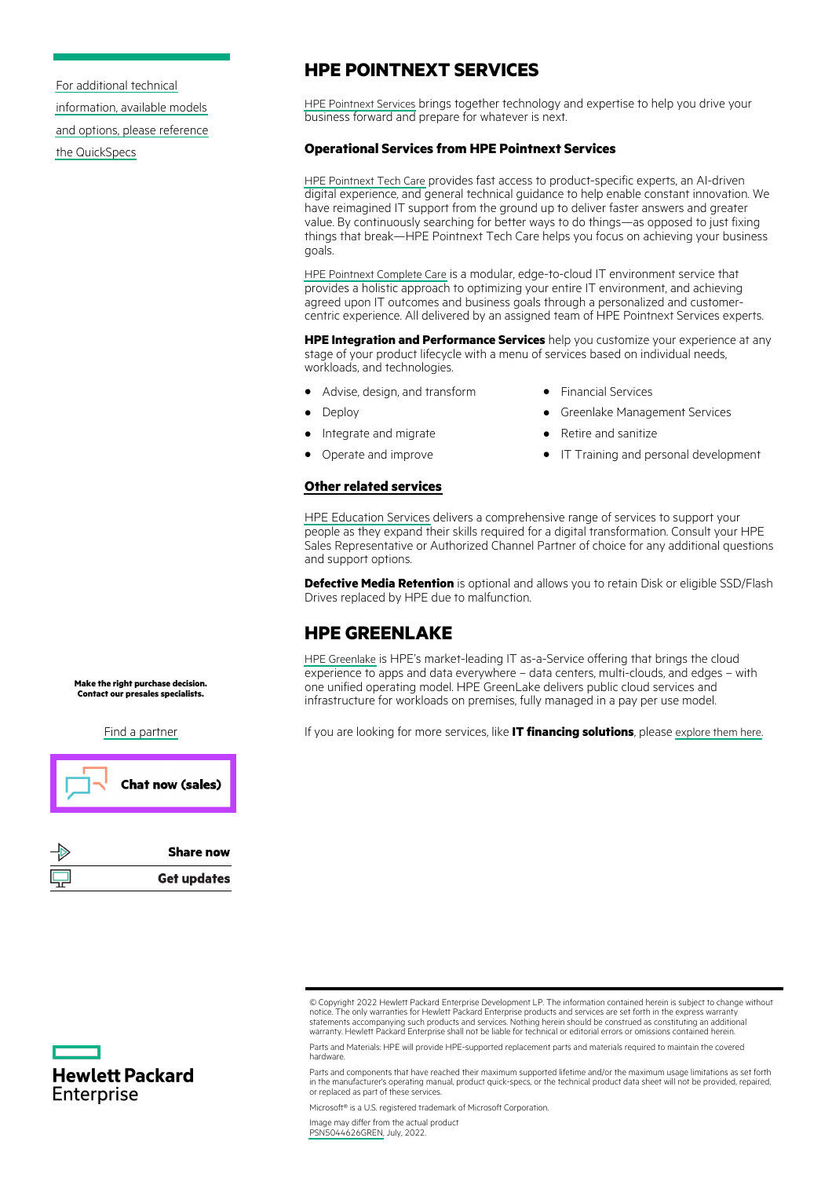For additional technical information, available models and options, please reference the QuickSpecs

# HPE POINTNEXT SERVICES

HPE Pointnext Services brings together technology and expertise to help you drive your business forward and prepare for whatever is next.

### Operational Services from HPE Pointnext Services

HPE Pointnext Tech Care provides fast access to product-specific experts, an AI-driven digital experience, and general technical guidance to help enable constant innovation. We have reimagined IT support from the ground up to deliver faster answers and greater value. By continuously searching for better ways to do things—as opposed to just fixing things that break—HPE Pointnext Tech Care helps you focus on achieving your business goals.

HPE Pointnext Complete Care is a modular, edge-to-cloud IT environment service that provides a holistic approach to optimizing your entire IT environment, and achieving agreed upon IT outcomes and business goals through a personalized and customer-centric experience. All delivered by an assigned team of HPE Pointnext Services experts.

**HPE Integration and Performance Services** help you customize your experience at any stage of your product lifecycle with a menu of services based on individual needs, workloads, and technologies.

- Advise, design, and transform
- Deploy
- Integrate and migrate
- Operate and improve
- Financial Services
- Greenlake Management Services
- Retire and sanitize
- IT Training and personal development

### Other related services

HPE Education Services delivers a comprehensive range of services to support your people as they expand their skills required for a digital transformation. Consult your HPE Sales Representative or Authorized Channel Partner of choice for any additional questions and support options.

**Defective Media Retention** is optional and allows you to retain Disk or eligible SSD/Flash Drives replaced by HPE due to malfunction.

# HPE GREENLAKE

HPE Greenlake is HPE's market-leading IT as-a-Service offering that brings the cloud experience to apps and data everywhere – data centers, multi-clouds, and edges – with one unified operating model. HPE GreenLake delivers public cloud services and infrastructure for workloads on premises, fully managed in a pay per use model.

If you are looking for more services, like **IT financing solutions**, please explore them here.

**Make the right purchase decision. Contact our presales specialists.**

Find a partner

**Chat now (sales)**

**Share now**

**Get updates**

© Copyright 2022 Hewlett Packard Enterprise Development LP. The information contained herein is subject to change without notice. The only warranties for Hewlett Packard Enterprise products and services are set forth in the express warranty statements accompanying such products and services. Nothing herein should be construed as constituting an additional warranty. Hewlett Packard Enterprise shall not be liable for technical or editorial errors or omissions contained herein.

Parts and Materials: HPE will provide HPE-supported replacement parts and materials required to maintain the covered hardware.

Parts and components that have reached their maximum supported lifetime and/or the maximum usage limitations as set forth in the manufacturer's operating manual, product quick-specs, or the technical product data sheet will not be provided, repaired, or replaced as part of these services.

Microsoft® is a U.S. registered trademark of Microsoft Corporation.

Image may differ from the actual product
PSN5044626GREN, July, 2022.

**Hewlett Packard**
Enterprise